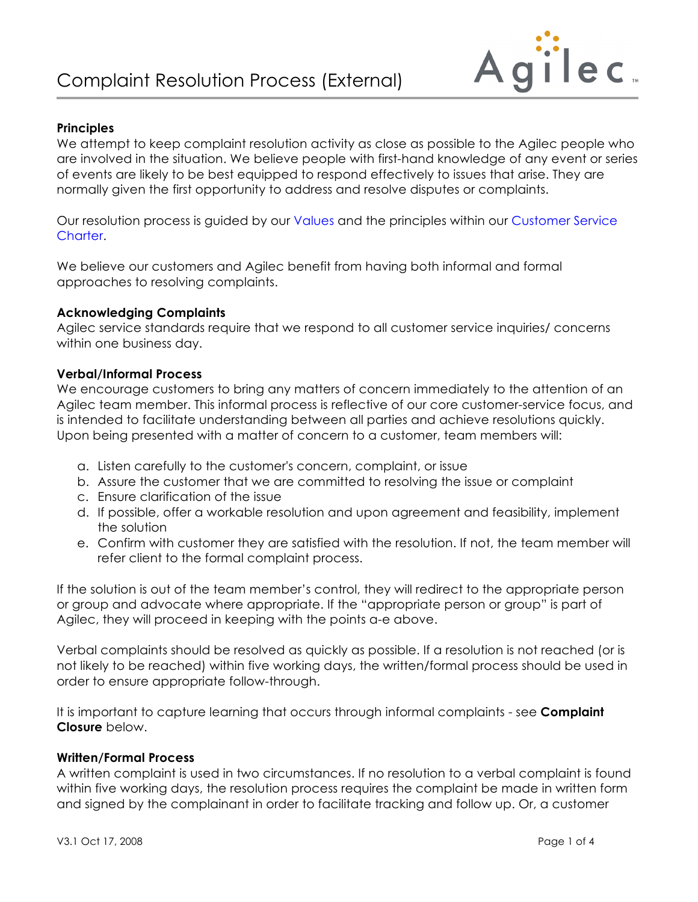# Complaint Resolution Process (External)

**Principles**

We attempt to keep complaint resolution activity as close as possible to the Agilec people who are involved in the situation. We believe people with first-hand knowledge of any event or series of events are likely to be best equipped to respond effectively to issues that arise. They are normally given the first opportunity to address and resolve disputes or complaints.

Our resolution process is guided by our Values and the principles within our Customer Service Charter.

We believe our customers and Agilec benefit from having both informal and formal approaches to resolving complaints.

**Acknowledging Complaints**

Agilec service standards require that we respond to all customer service inquiries/ concerns within one business day.

**Verbal/Informal Process**

We encourage customers to bring any matters of concern immediately to the attention of an Agilec team member. This informal process is reflective of our core customer-service focus, and is intended to facilitate understanding between all parties and achieve resolutions quickly. Upon being presented with a matter of concern to a customer, team members will:

a. Listen carefully to the customer's concern, complaint, or issue
b. Assure the customer that we are committed to resolving the issue or complaint
c. Ensure clarification of the issue
d. If possible, offer a workable resolution and upon agreement and feasibility, implement the solution
e. Confirm with customer they are satisfied with the resolution. If not, the team member will refer client to the formal complaint process.

If the solution is out of the team member's control, they will redirect to the appropriate person or group and advocate where appropriate. If the "appropriate person or group" is part of Agilec, they will proceed in keeping with the points a-e above.

Verbal complaints should be resolved as quickly as possible. If a resolution is not reached (or is not likely to be reached) within five working days, the written/formal process should be used in order to ensure appropriate follow-through.

It is important to capture learning that occurs through informal complaints - see **Complaint Closure** below.

**Written/Formal Process**

A written complaint is used in two circumstances. If no resolution to a verbal complaint is found within five working days, the resolution process requires the complaint be made in written form and signed by the complainant in order to facilitate tracking and follow up. Or, a customer

V3.1 Oct 17, 2008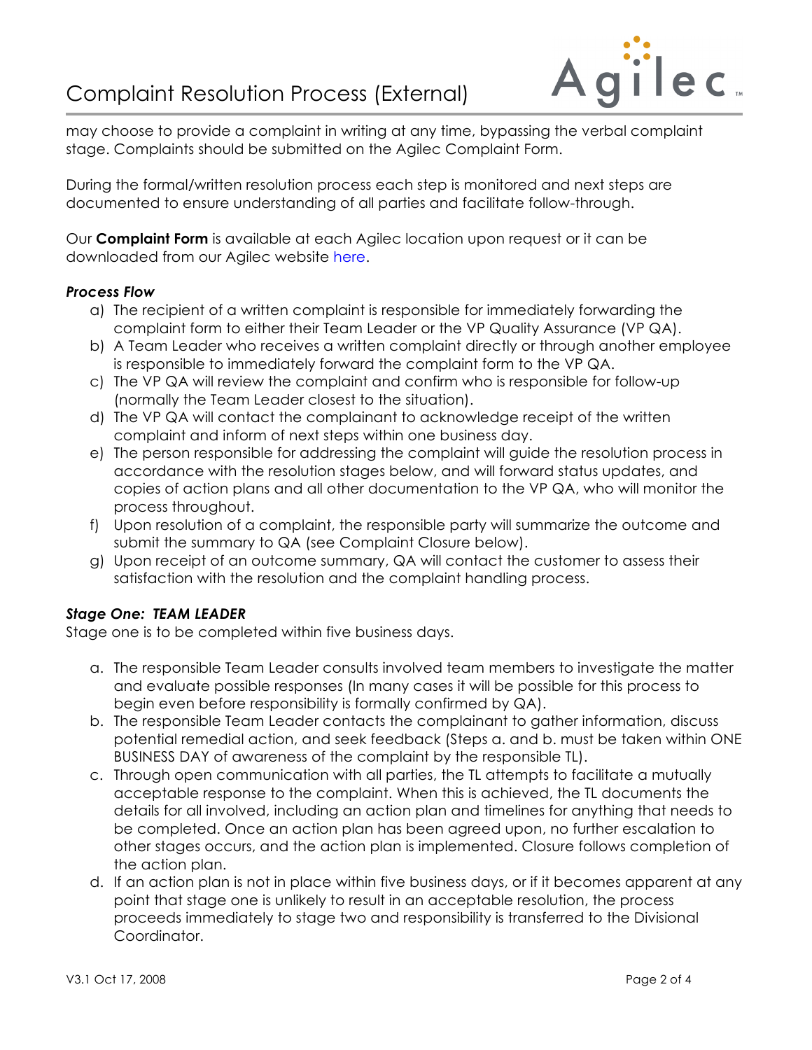may choose to provide a complaint in writing at any time, bypassing the verbal complaint stage. Complaints should be submitted on the Agilec Complaint Form.

During the formal/written resolution process each step is monitored and next steps are documented to ensure understanding of all parties and facilitate follow-through.

Our **Complaint Form** is available at each Agilec location upon request or it can be downloaded from our Agilec website here.

***Process Flow***

a) The recipient of a written complaint is responsible for immediately forwarding the complaint form to either their Team Leader or the VP Quality Assurance (VP QA).
b) A Team Leader who receives a written complaint directly or through another employee is responsible to immediately forward the complaint form to the VP QA.
c) The VP QA will review the complaint and confirm who is responsible for follow-up (normally the Team Leader closest to the situation).
d) The VP QA will contact the complainant to acknowledge receipt of the written complaint and inform of next steps within one business day.
e) The person responsible for addressing the complaint will guide the resolution process in accordance with the resolution stages below, and will forward status updates, and copies of action plans and all other documentation to the VP QA, who will monitor the process throughout.
f) Upon resolution of a complaint, the responsible party will summarize the outcome and submit the summary to QA (see Complaint Closure below).
g) Upon receipt of an outcome summary, QA will contact the customer to assess their satisfaction with the resolution and the complaint handling process.

***Stage One: TEAM LEADER***

Stage one is to be completed within five business days.

a. The responsible Team Leader consults involved team members to investigate the matter and evaluate possible responses (In many cases it will be possible for this process to begin even before responsibility is formally confirmed by QA).
b. The responsible Team Leader contacts the complainant to gather information, discuss potential remedial action, and seek feedback (Steps a. and b. must be taken within ONE BUSINESS DAY of awareness of the complaint by the responsible TL).
c. Through open communication with all parties, the TL attempts to facilitate a mutually acceptable response to the complaint. When this is achieved, the TL documents the details for all involved, including an action plan and timelines for anything that needs to be completed. Once an action plan has been agreed upon, no further escalation to other stages occurs, and the action plan is implemented. Closure follows completion of the action plan.
d. If an action plan is not in place within five business days, or if it becomes apparent at any point that stage one is unlikely to result in an acceptable resolution, the process proceeds immediately to stage two and responsibility is transferred to the Divisional Coordinator.

V3.1 Oct 17, 2008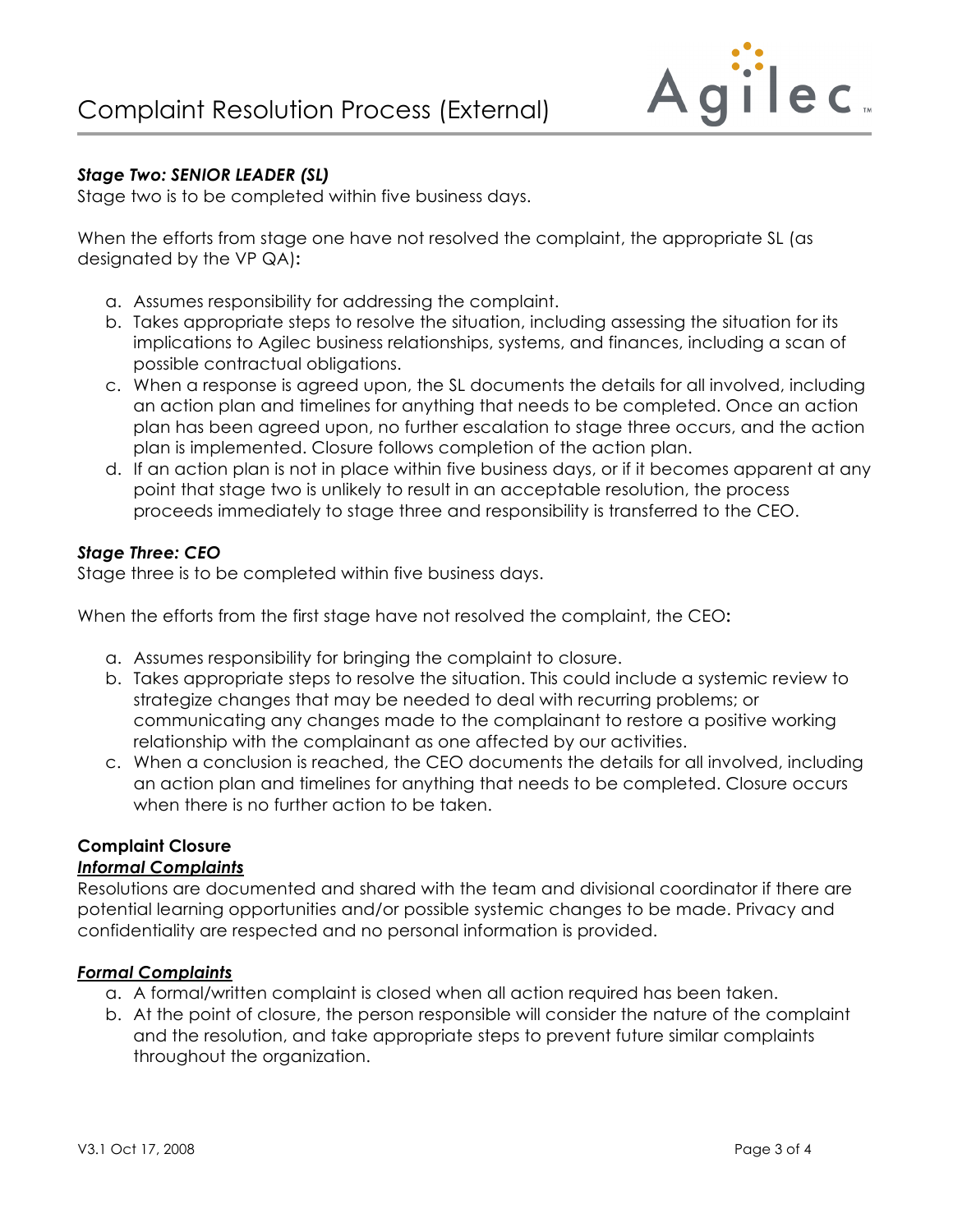### *Stage Two: SENIOR LEADER (SL)*

Stage two is to be completed within five business days.

When the efforts from stage one have not resolved the complaint, the appropriate SL (as designated by the VP QA)**:**

a. Assumes responsibility for addressing the complaint.
b. Takes appropriate steps to resolve the situation, including assessing the situation for its implications to Agilec business relationships, systems, and finances, including a scan of possible contractual obligations.
c. When a response is agreed upon, the SL documents the details for all involved, including an action plan and timelines for anything that needs to be completed. Once an action plan has been agreed upon, no further escalation to stage three occurs, and the action plan is implemented. Closure follows completion of the action plan.
d. If an action plan is not in place within five business days, or if it becomes apparent at any point that stage two is unlikely to result in an acceptable resolution, the process proceeds immediately to stage three and responsibility is transferred to the CEO.

### *Stage Three: CEO*

Stage three is to be completed within five business days.

When the efforts from the first stage have not resolved the complaint, the CEO**:**

a. Assumes responsibility for bringing the complaint to closure.
b. Takes appropriate steps to resolve the situation. This could include a systemic review to strategize changes that may be needed to deal with recurring problems; or communicating any changes made to the complainant to restore a positive working relationship with the complainant as one affected by our activities.
c. When a conclusion is reached, the CEO documents the details for all involved, including an action plan and timelines for anything that needs to be completed. Closure occurs when there is no further action to be taken.

### Complaint Closure

#### ***Informal Complaints***

Resolutions are documented and shared with the team and divisional coordinator if there are potential learning opportunities and/or possible systemic changes to be made. Privacy and confidentiality are respected and no personal information is provided.

#### ***Formal Complaints***

a. A formal/written complaint is closed when all action required has been taken.
b. At the point of closure, the person responsible will consider the nature of the complaint and the resolution, and take appropriate steps to prevent future similar complaints throughout the organization.

V3.1 Oct 17, 2008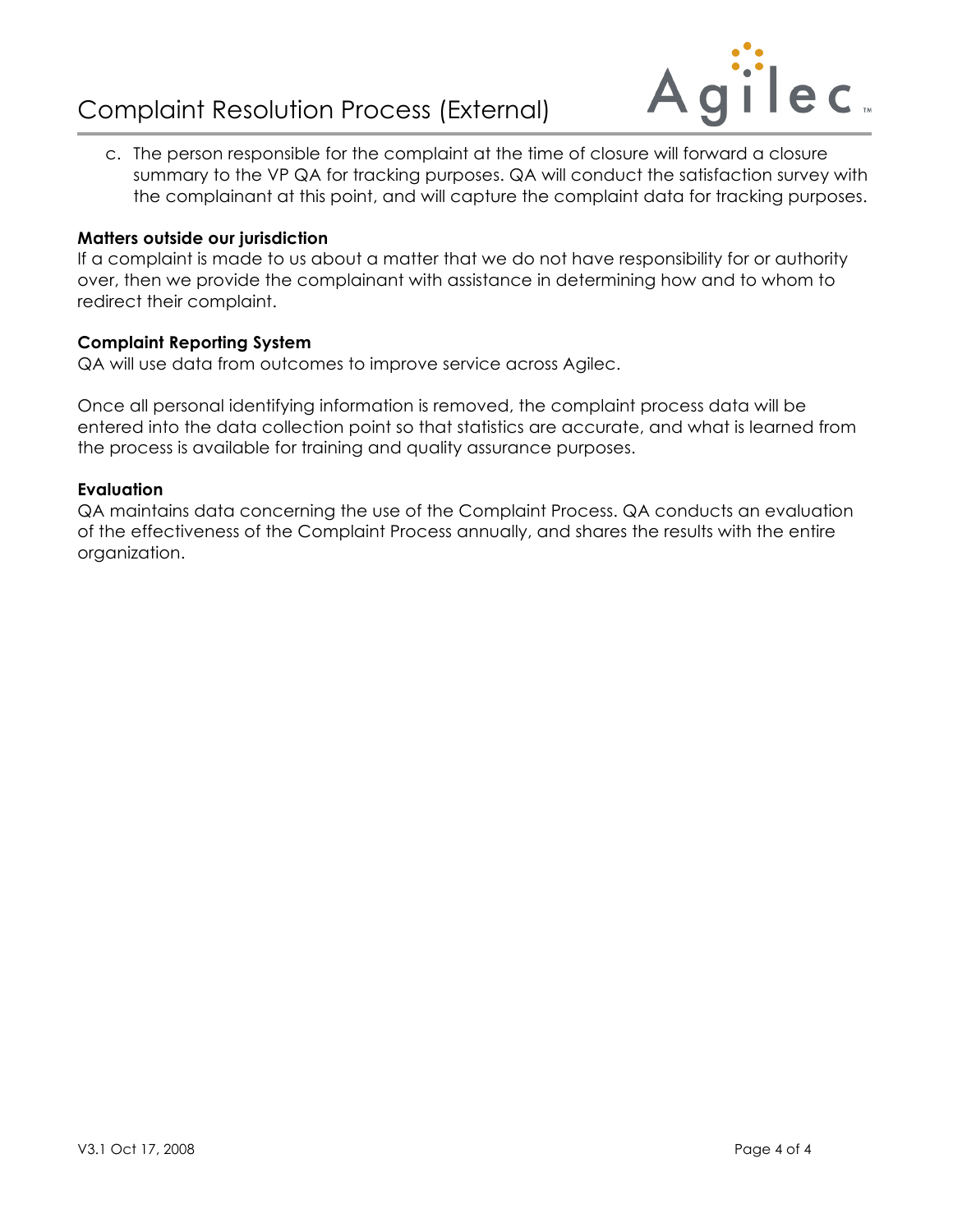c. The person responsible for the complaint at the time of closure will forward a closure summary to the VP QA for tracking purposes. QA will conduct the satisfaction survey with the complainant at this point, and will capture the complaint data for tracking purposes.

**Matters outside our jurisdiction**

If a complaint is made to us about a matter that we do not have responsibility for or authority over, then we provide the complainant with assistance in determining how and to whom to redirect their complaint.

**Complaint Reporting System**

QA will use data from outcomes to improve service across Agilec.

Once all personal identifying information is removed, the complaint process data will be entered into the data collection point so that statistics are accurate, and what is learned from the process is available for training and quality assurance purposes.

**Evaluation**

QA maintains data concerning the use of the Complaint Process. QA conducts an evaluation of the effectiveness of the Complaint Process annually, and shares the results with the entire organization.